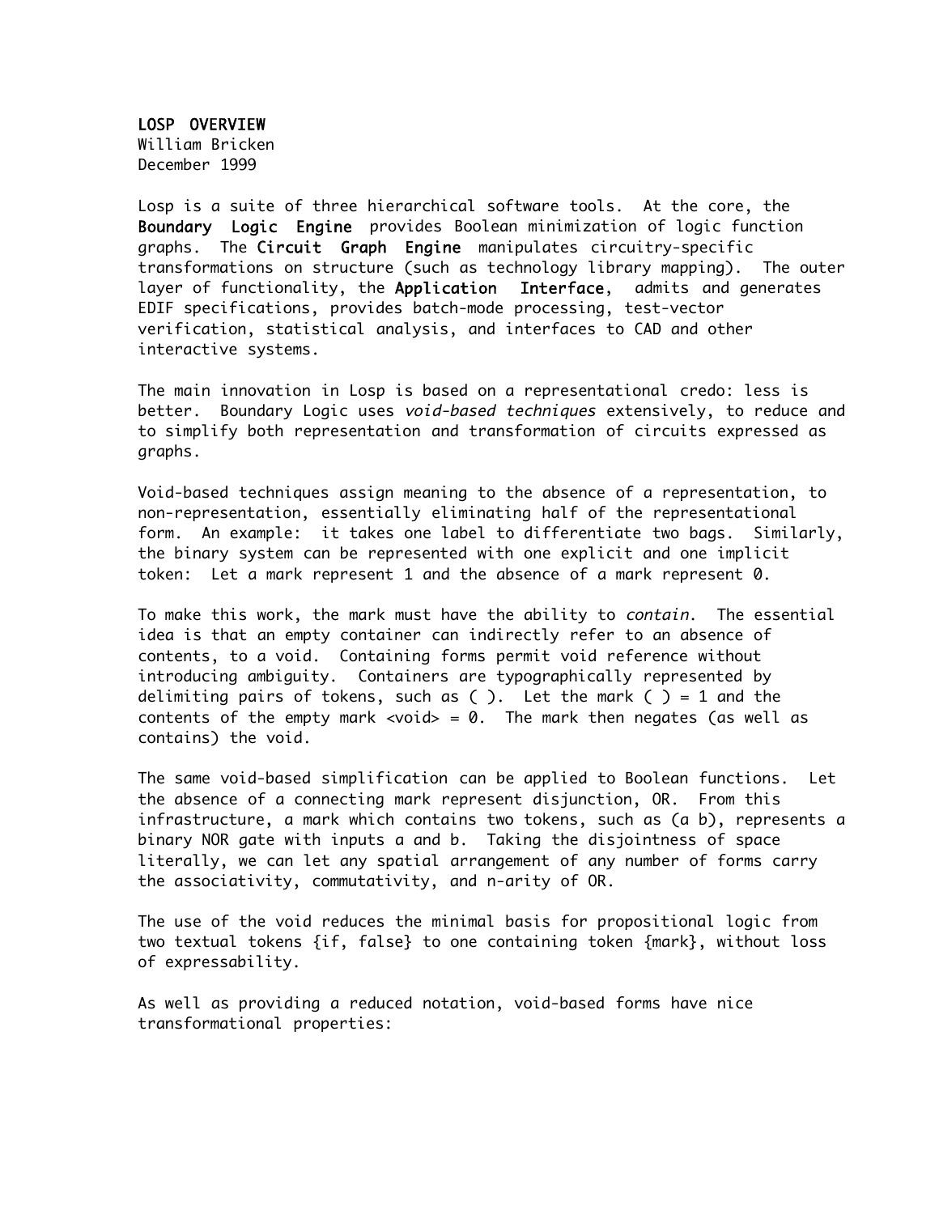# LOSP OVERVIEW

William Bricken
December 1999

Losp is a suite of three hierarchical software tools. At the core, the **Boundary Logic Engine** provides Boolean minimization of logic function graphs. The **Circuit Graph Engine** manipulates circuitry-specific transformations on structure (such as technology library mapping). The outer layer of functionality, the **Application Interface**, admits and generates EDIF specifications, provides batch-mode processing, test-vector verification, statistical analysis, and interfaces to CAD and other interactive systems.

The main innovation in Losp is based on a representational credo: less is better. Boundary Logic uses *void-based techniques* extensively, to reduce and to simplify both representation and transformation of circuits expressed as graphs.

Void-based techniques assign meaning to the absence of a representation, to non-representation, essentially eliminating half of the representational form. An example: it takes one label to differentiate two bags. Similarly, the binary system can be represented with one explicit and one implicit token: Let a mark represent 1 and the absence of a mark represent 0.

To make this work, the mark must have the ability to *contain*. The essential idea is that an empty container can indirectly refer to an absence of contents, to a void. Containing forms permit void reference without introducing ambiguity. Containers are typographically represented by delimiting pairs of tokens, such as ( ). Let the mark ( ) = 1 and the contents of the empty mark <void> = 0. The mark then negates (as well as contains) the void.

The same void-based simplification can be applied to Boolean functions. Let the absence of a connecting mark represent disjunction, OR. From this infrastructure, a mark which contains two tokens, such as (a b), represents a binary NOR gate with inputs a and b. Taking the disjointness of space literally, we can let any spatial arrangement of any number of forms carry the associativity, commutativity, and n-arity of OR.

The use of the void reduces the minimal basis for propositional logic from two textual tokens {if, false} to one containing token {mark}, without loss of expressability.

As well as providing a reduced notation, void-based forms have nice transformational properties: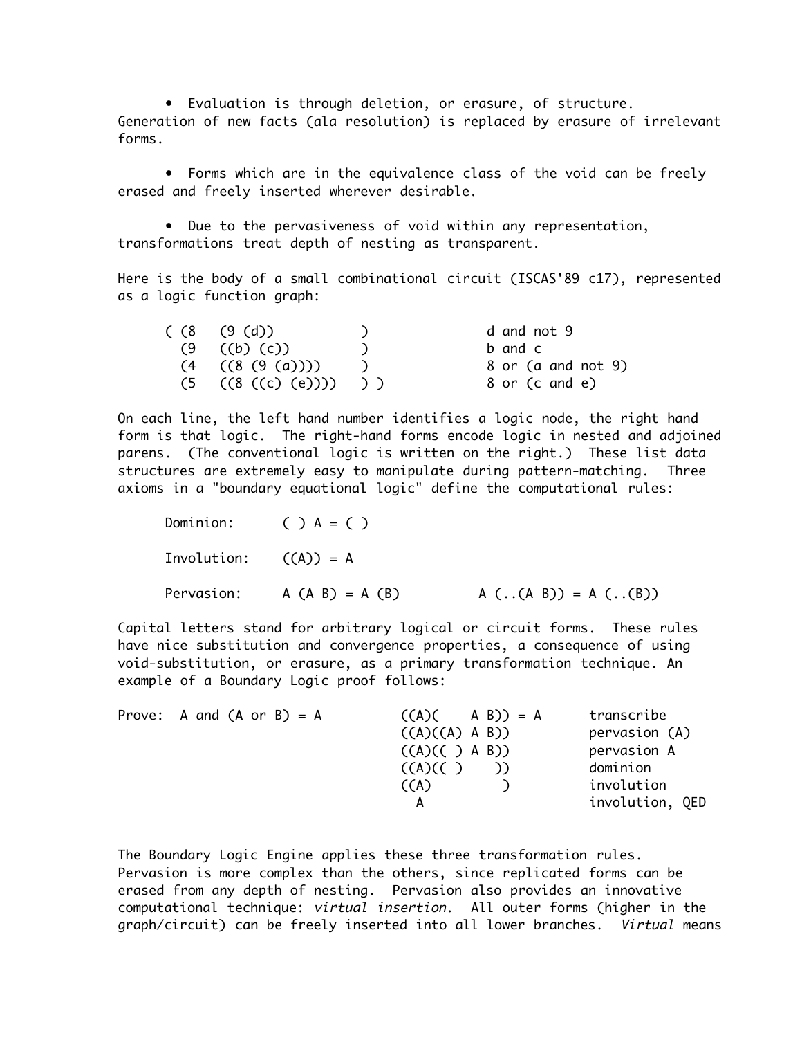- Evaluation is through deletion, or erasure, of structure. Generation of new facts (ala resolution) is replaced by erasure of irrelevant forms.

- Forms which are in the equivalence class of the void can be freely erased and freely inserted wherever desirable.

- Due to the pervasiveness of void within any representation, transformations treat depth of nesting as transparent.

Here is the body of a small combinational circuit (ISCAS'89 c17), represented as a logic function graph:

```
( (8   (9 (d))           )             d and not 9
  (9   ((b) (c))         )             b and c
  (4   ((8 (9 (a))))     )             8 or (a and not 9)
  (5   ((8 ((c) (e))))   ) )           8 or (c and e)
```

On each line, the left hand number identifies a logic node, the right hand form is that logic. The right-hand forms encode logic in nested and adjoined parens. (The conventional logic is written on the right.) These list data structures are extremely easy to manipulate during pattern-matching. Three axioms in a "boundary equational logic" define the computational rules:

```
Dominion:      ( ) A = ( )

Involution:    ((A)) = A

Pervasion:     A (A B) = A (B)          A (..(A B)) = A (..(B))
```

Capital letters stand for arbitrary logical or circuit forms. These rules have nice substitution and convergence properties, a consequence of using void-substitution, or erasure, as a primary transformation technique. An example of a Boundary Logic proof follows:

```
Prove:  A and (A or B) = A          ((A)(    A B)) = A      transcribe
                                    ((A)((A) A B))          pervasion (A)
                                    ((A)(( ) A B))          pervasion A
                                    ((A)(( )    ))          dominion
                                    ((A)        )           involution
                                      A                     involution, QED
```

The Boundary Logic Engine applies these three transformation rules. Pervasion is more complex than the others, since replicated forms can be erased from any depth of nesting. Pervasion also provides an innovative computational technique: *virtual insertion*. All outer forms (higher in the graph/circuit) can be freely inserted into all lower branches. *Virtual* means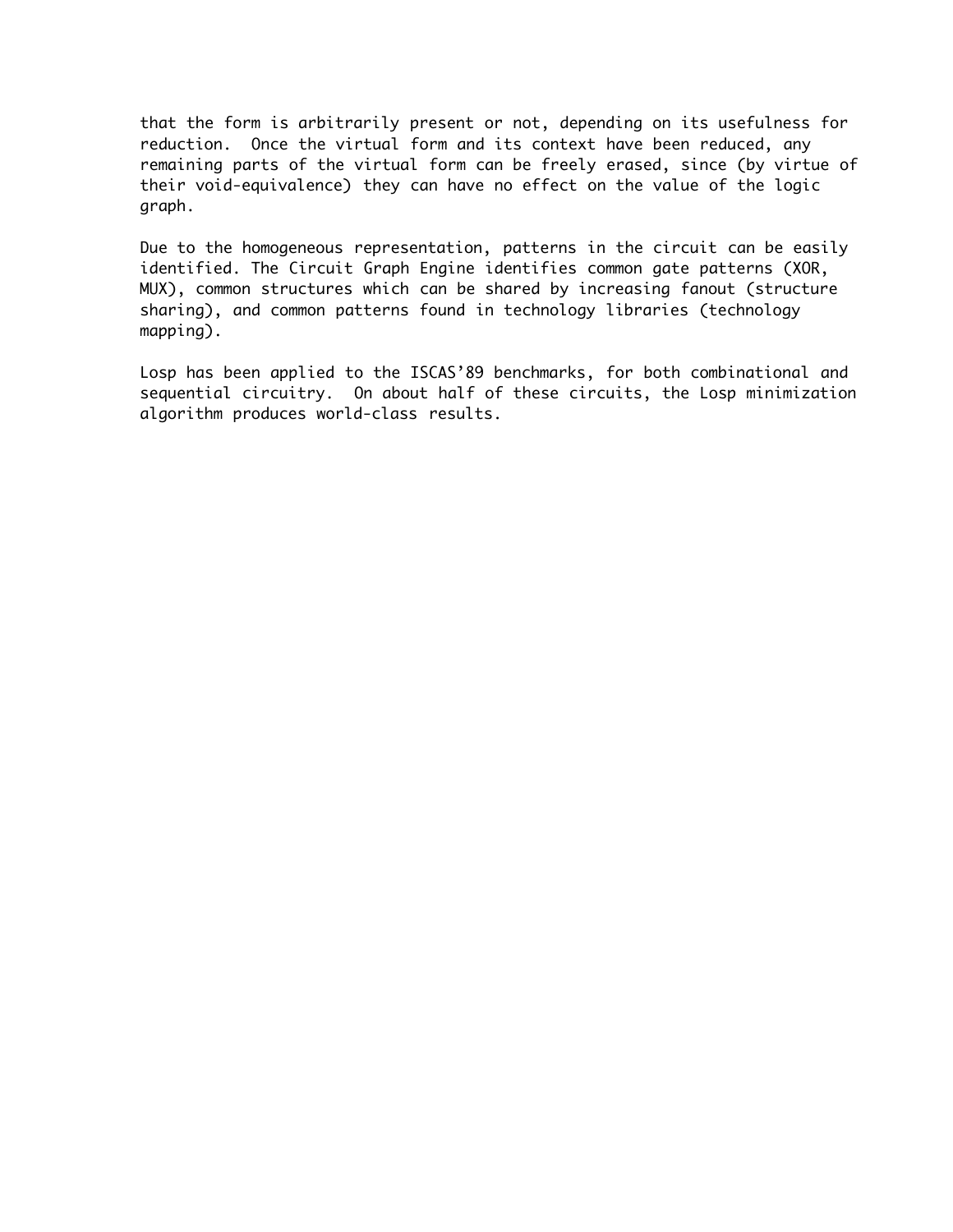that the form is arbitrarily present or not, depending on its usefulness for reduction. Once the virtual form and its context have been reduced, any remaining parts of the virtual form can be freely erased, since (by virtue of their void-equivalence) they can have no effect on the value of the logic graph.

Due to the homogeneous representation, patterns in the circuit can be easily identified. The Circuit Graph Engine identifies common gate patterns (XOR, MUX), common structures which can be shared by increasing fanout (structure sharing), and common patterns found in technology libraries (technology mapping).

Losp has been applied to the ISCAS'89 benchmarks, for both combinational and sequential circuitry. On about half of these circuits, the Losp minimization algorithm produces world-class results.